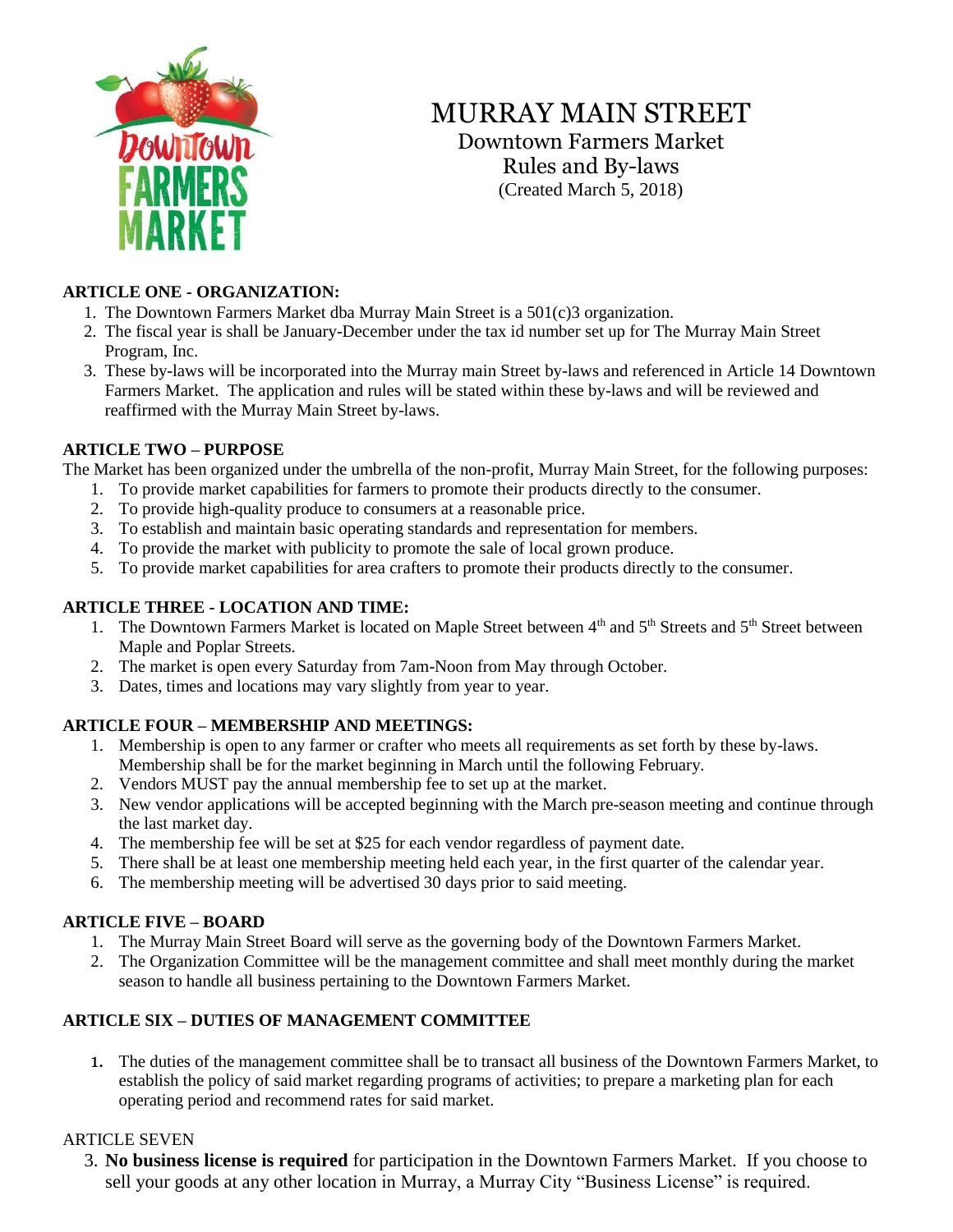# MURRAY MAIN STREET

Downtown Farmers Market
Rules and By-laws
(Created March 5, 2018)

**ARTICLE ONE - ORGANIZATION:**

1. The Downtown Farmers Market dba Murray Main Street is a 501(c)3 organization.
2. The fiscal year is shall be January-December under the tax id number set up for The Murray Main Street Program, Inc.
3. These by-laws will be incorporated into the Murray main Street by-laws and referenced in Article 14 Downtown Farmers Market. The application and rules will be stated within these by-laws and will be reviewed and reaffirmed with the Murray Main Street by-laws.

**ARTICLE TWO – PURPOSE**

The Market has been organized under the umbrella of the non-profit, Murray Main Street, for the following purposes:

1. To provide market capabilities for farmers to promote their products directly to the consumer.
2. To provide high-quality produce to consumers at a reasonable price.
3. To establish and maintain basic operating standards and representation for members.
4. To provide the market with publicity to promote the sale of local grown produce.
5. To provide market capabilities for area crafters to promote their products directly to the consumer.

**ARTICLE THREE - LOCATION AND TIME:**

1. The Downtown Farmers Market is located on Maple Street between 4th and 5th Streets and 5th Street between Maple and Poplar Streets.
2. The market is open every Saturday from 7am-Noon from May through October.
3. Dates, times and locations may vary slightly from year to year.

**ARTICLE FOUR – MEMBERSHIP AND MEETINGS:**

1. Membership is open to any farmer or crafter who meets all requirements as set forth by these by-laws. Membership shall be for the market beginning in March until the following February.
2. Vendors MUST pay the annual membership fee to set up at the market.
3. New vendor applications will be accepted beginning with the March pre-season meeting and continue through the last market day.
4. The membership fee will be set at $25 for each vendor regardless of payment date.
5. There shall be at least one membership meeting held each year, in the first quarter of the calendar year.
6. The membership meeting will be advertised 30 days prior to said meeting.

**ARTICLE FIVE – BOARD**

1. The Murray Main Street Board will serve as the governing body of the Downtown Farmers Market.
2. The Organization Committee will be the management committee and shall meet monthly during the market season to handle all business pertaining to the Downtown Farmers Market.

**ARTICLE SIX – DUTIES OF MANAGEMENT COMMITTEE**

1. The duties of the management committee shall be to transact all business of the Downtown Farmers Market, to establish the policy of said market regarding programs of activities; to prepare a marketing plan for each operating period and recommend rates for said market.

ARTICLE SEVEN

3. **No business license is required** for participation in the Downtown Farmers Market. If you choose to sell your goods at any other location in Murray, a Murray City "Business License" is required.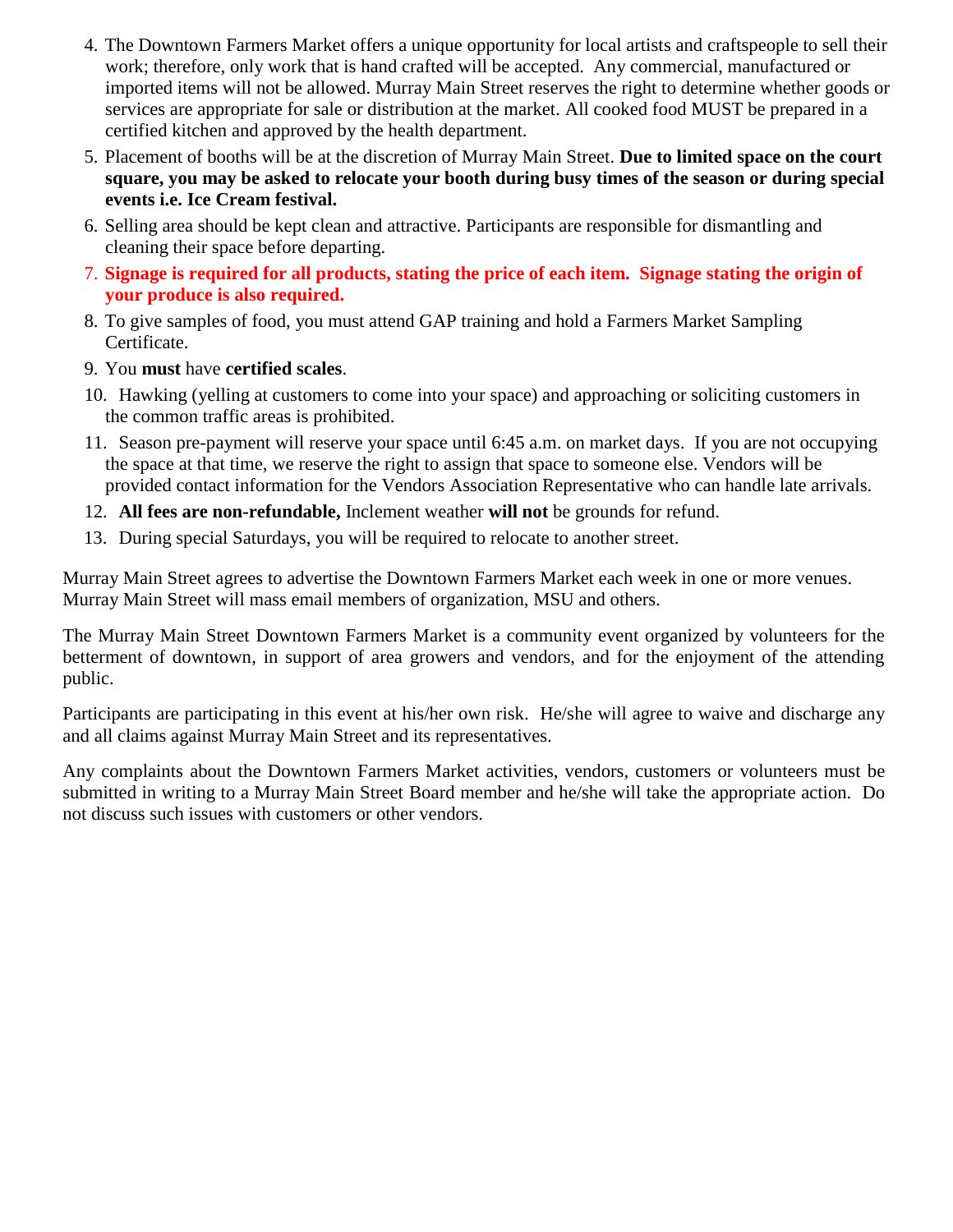4. The Downtown Farmers Market offers a unique opportunity for local artists and craftspeople to sell their work; therefore, only work that is hand crafted will be accepted. Any commercial, manufactured or imported items will not be allowed. Murray Main Street reserves the right to determine whether goods or services are appropriate for sale or distribution at the market. All cooked food MUST be prepared in a certified kitchen and approved by the health department.
5. Placement of booths will be at the discretion of Murray Main Street. **Due to limited space on the court square, you may be asked to relocate your booth during busy times of the season or during special events i.e. Ice Cream festival.**
6. Selling area should be kept clean and attractive. Participants are responsible for dismantling and cleaning their space before departing.
7. **Signage is required for all products, stating the price of each item. Signage stating the origin of your produce is also required.**
8. To give samples of food, you must attend GAP training and hold a Farmers Market Sampling Certificate.
9. You **must** have **certified scales**.
10. Hawking (yelling at customers to come into your space) and approaching or soliciting customers in the common traffic areas is prohibited.
11. Season pre-payment will reserve your space until 6:45 a.m. on market days. If you are not occupying the space at that time, we reserve the right to assign that space to someone else. Vendors will be provided contact information for the Vendors Association Representative who can handle late arrivals.
12. **All fees are non-refundable,** Inclement weather **will not** be grounds for refund.
13. During special Saturdays, you will be required to relocate to another street.

Murray Main Street agrees to advertise the Downtown Farmers Market each week in one or more venues. Murray Main Street will mass email members of organization, MSU and others.

The Murray Main Street Downtown Farmers Market is a community event organized by volunteers for the betterment of downtown, in support of area growers and vendors, and for the enjoyment of the attending public.

Participants are participating in this event at his/her own risk. He/she will agree to waive and discharge any and all claims against Murray Main Street and its representatives.

Any complaints about the Downtown Farmers Market activities, vendors, customers or volunteers must be submitted in writing to a Murray Main Street Board member and he/she will take the appropriate action. Do not discuss such issues with customers or other vendors.